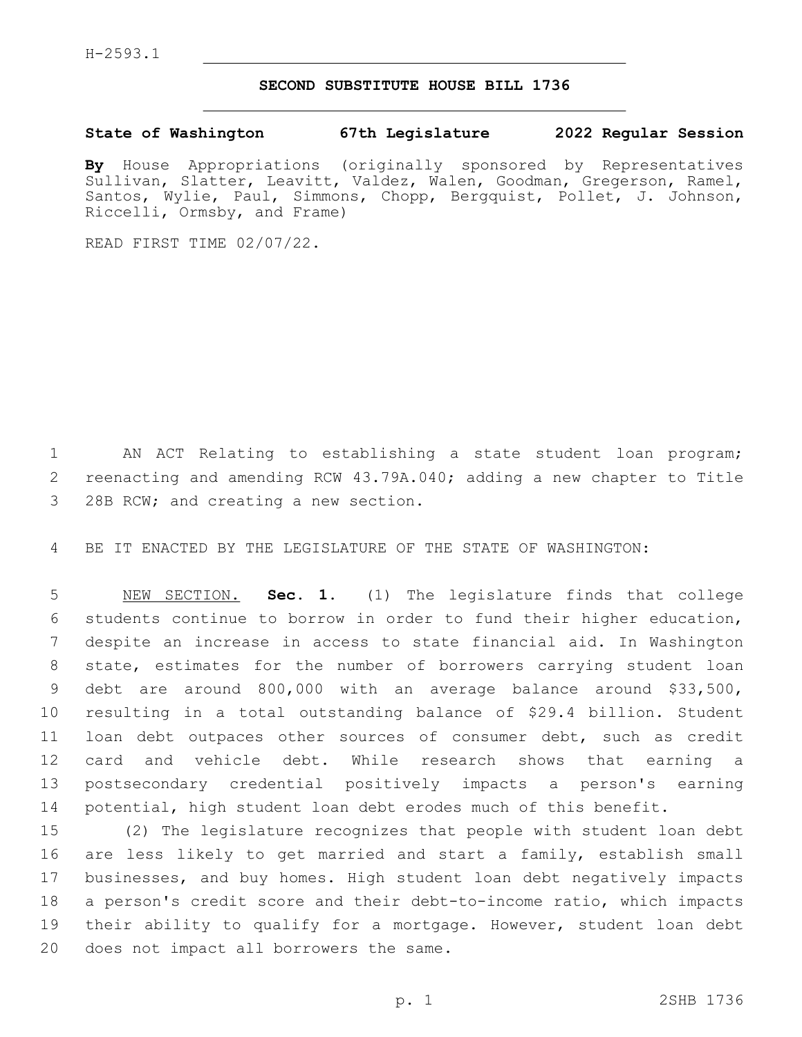H-2593.1

# SECOND SUBSTITUTE HOUSE BILL 1736

**State of Washington 67th Legislature 2022 Regular Session**

**By** House Appropriations (originally sponsored by Representatives Sullivan, Slatter, Leavitt, Valdez, Walen, Goodman, Gregerson, Ramel, Santos, Wylie, Paul, Simmons, Chopp, Bergquist, Pollet, J. Johnson, Riccelli, Ormsby, and Frame)

READ FIRST TIME 02/07/22.

AN ACT Relating to establishing a state student loan program; reenacting and amending RCW 43.79A.040; adding a new chapter to Title 28B RCW; and creating a new section.

BE IT ENACTED BY THE LEGISLATURE OF THE STATE OF WASHINGTON:

NEW SECTION. **Sec. 1.** (1) The legislature finds that college students continue to borrow in order to fund their higher education, despite an increase in access to state financial aid. In Washington state, estimates for the number of borrowers carrying student loan debt are around 800,000 with an average balance around $33,500, resulting in a total outstanding balance of $29.4 billion. Student loan debt outpaces other sources of consumer debt, such as credit card and vehicle debt. While research shows that earning a postsecondary credential positively impacts a person's earning potential, high student loan debt erodes much of this benefit.

(2) The legislature recognizes that people with student loan debt are less likely to get married and start a family, establish small businesses, and buy homes. High student loan debt negatively impacts a person's credit score and their debt-to-income ratio, which impacts their ability to qualify for a mortgage. However, student loan debt does not impact all borrowers the same.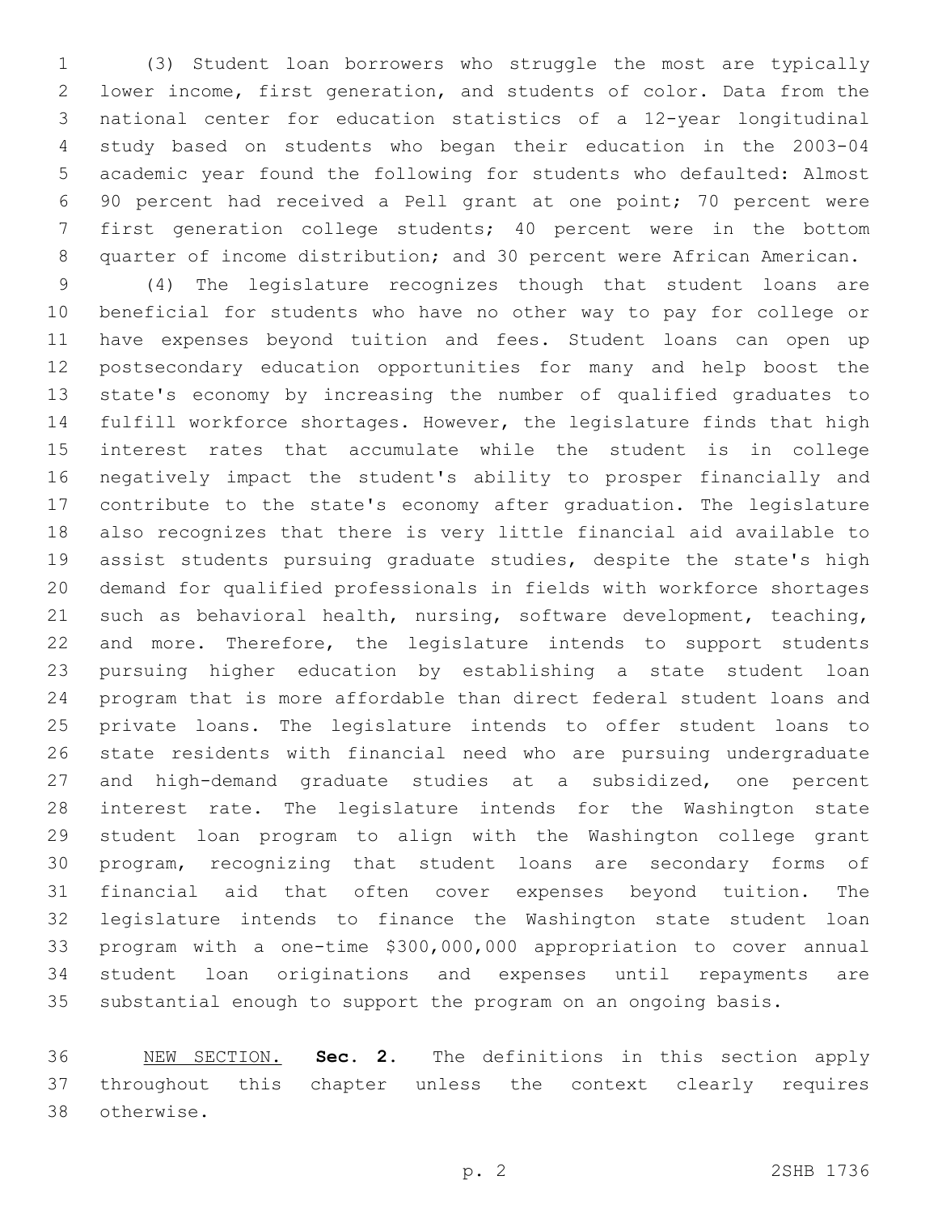(3) Student loan borrowers who struggle the most are typically lower income, first generation, and students of color. Data from the national center for education statistics of a 12-year longitudinal study based on students who began their education in the 2003-04 academic year found the following for students who defaulted: Almost 90 percent had received a Pell grant at one point; 70 percent were first generation college students; 40 percent were in the bottom quarter of income distribution; and 30 percent were African American.

(4) The legislature recognizes though that student loans are beneficial for students who have no other way to pay for college or have expenses beyond tuition and fees. Student loans can open up postsecondary education opportunities for many and help boost the state's economy by increasing the number of qualified graduates to fulfill workforce shortages. However, the legislature finds that high interest rates that accumulate while the student is in college negatively impact the student's ability to prosper financially and contribute to the state's economy after graduation. The legislature also recognizes that there is very little financial aid available to assist students pursuing graduate studies, despite the state's high demand for qualified professionals in fields with workforce shortages such as behavioral health, nursing, software development, teaching, and more. Therefore, the legislature intends to support students pursuing higher education by establishing a state student loan program that is more affordable than direct federal student loans and private loans. The legislature intends to offer student loans to state residents with financial need who are pursuing undergraduate and high-demand graduate studies at a subsidized, one percent interest rate. The legislature intends for the Washington state student loan program to align with the Washington college grant program, recognizing that student loans are secondary forms of financial aid that often cover expenses beyond tuition. The legislature intends to finance the Washington state student loan program with a one-time $300,000,000 appropriation to cover annual student loan originations and expenses until repayments are substantial enough to support the program on an ongoing basis.

NEW SECTION. **Sec. 2.** The definitions in this section apply throughout this chapter unless the context clearly requires otherwise.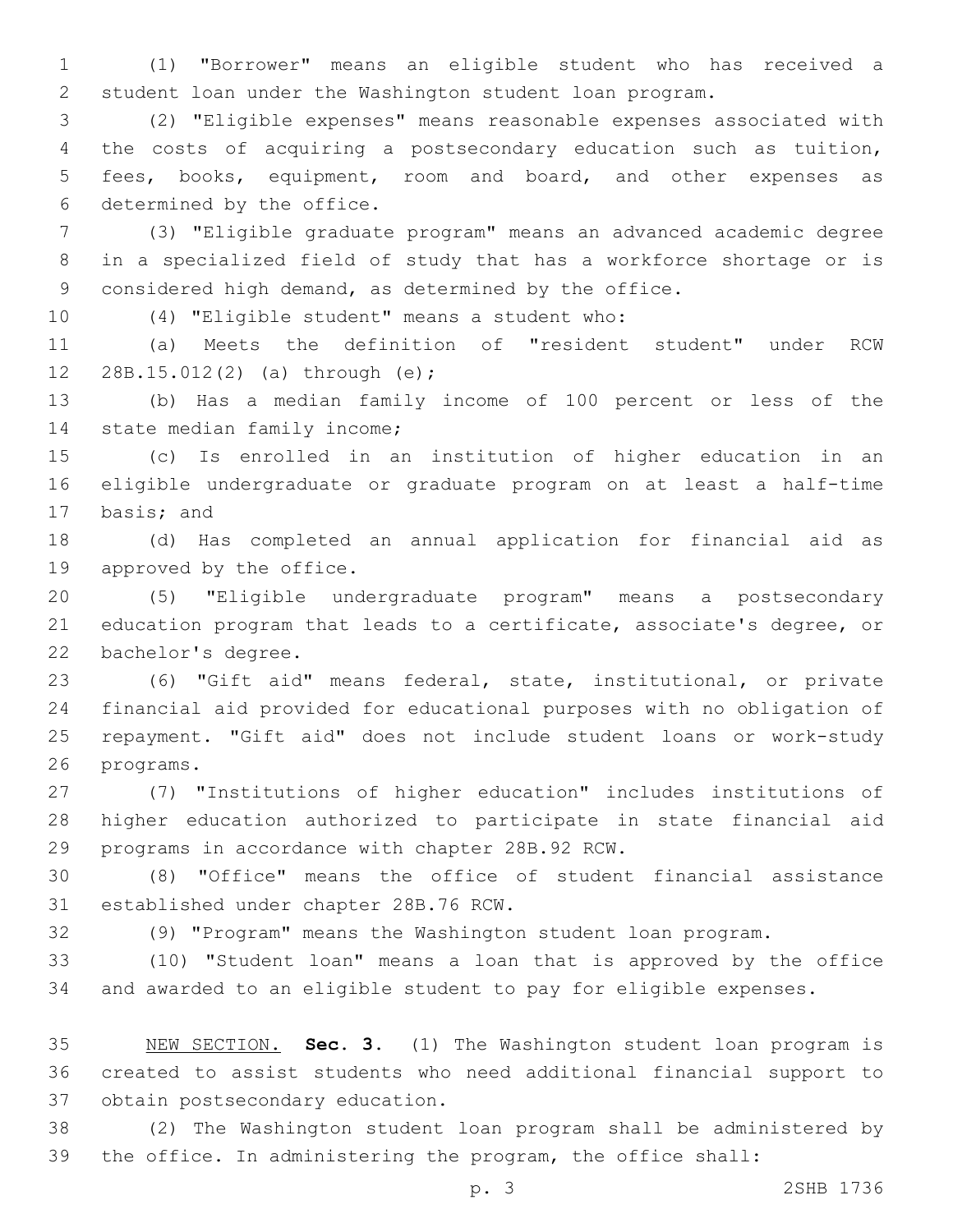(1) "Borrower" means an eligible student who has received a student loan under the Washington student loan program.

(2) "Eligible expenses" means reasonable expenses associated with the costs of acquiring a postsecondary education such as tuition, fees, books, equipment, room and board, and other expenses as determined by the office.

(3) "Eligible graduate program" means an advanced academic degree in a specialized field of study that has a workforce shortage or is considered high demand, as determined by the office.

(4) "Eligible student" means a student who:

(a) Meets the definition of "resident student" under RCW 28B.15.012(2) (a) through (e);

(b) Has a median family income of 100 percent or less of the state median family income;

(c) Is enrolled in an institution of higher education in an eligible undergraduate or graduate program on at least a half-time basis; and

(d) Has completed an annual application for financial aid as approved by the office.

(5) "Eligible undergraduate program" means a postsecondary education program that leads to a certificate, associate's degree, or bachelor's degree.

(6) "Gift aid" means federal, state, institutional, or private financial aid provided for educational purposes with no obligation of repayment. "Gift aid" does not include student loans or work-study programs.

(7) "Institutions of higher education" includes institutions of higher education authorized to participate in state financial aid programs in accordance with chapter 28B.92 RCW.

(8) "Office" means the office of student financial assistance established under chapter 28B.76 RCW.

(9) "Program" means the Washington student loan program.

(10) "Student loan" means a loan that is approved by the office and awarded to an eligible student to pay for eligible expenses.

NEW SECTION. **Sec. 3.** (1) The Washington student loan program is created to assist students who need additional financial support to obtain postsecondary education.

(2) The Washington student loan program shall be administered by the office. In administering the program, the office shall: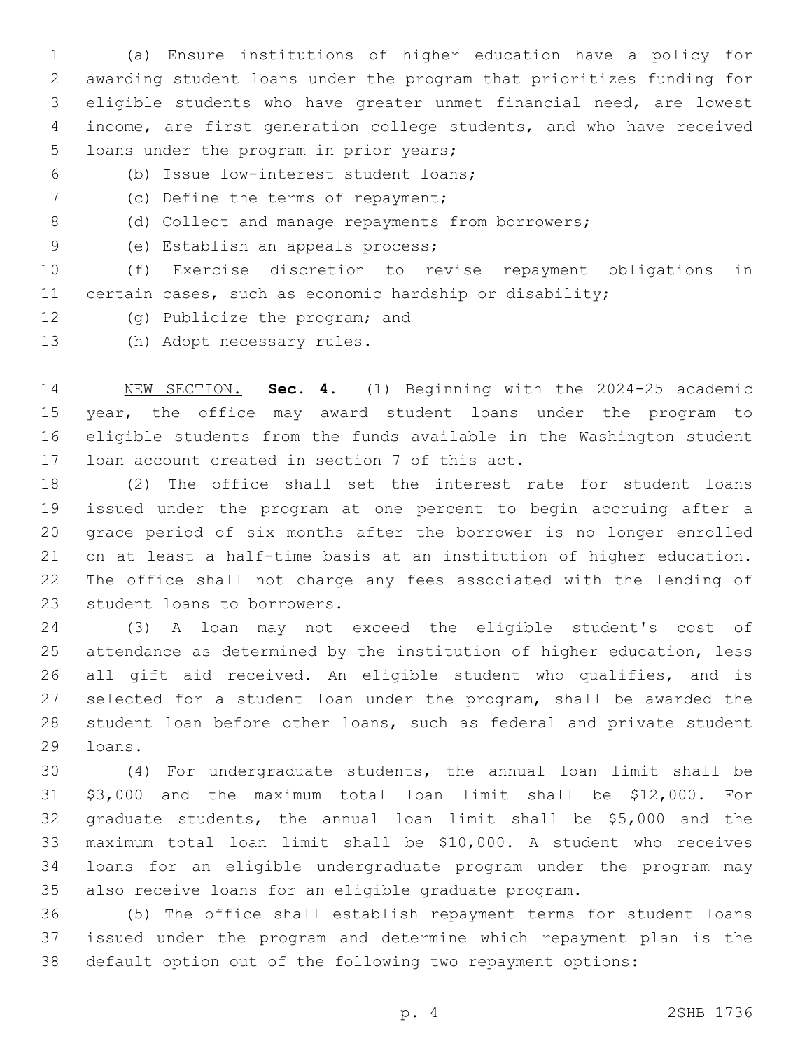(a) Ensure institutions of higher education have a policy for awarding student loans under the program that prioritizes funding for eligible students who have greater unmet financial need, are lowest income, are first generation college students, and who have received loans under the program in prior years;

(b) Issue low-interest student loans;

(c) Define the terms of repayment;

(d) Collect and manage repayments from borrowers;

(e) Establish an appeals process;

(f) Exercise discretion to revise repayment obligations in certain cases, such as economic hardship or disability;

(g) Publicize the program; and

(h) Adopt necessary rules.

NEW SECTION. **Sec. 4.** (1) Beginning with the 2024-25 academic year, the office may award student loans under the program to eligible students from the funds available in the Washington student loan account created in section 7 of this act.

(2) The office shall set the interest rate for student loans issued under the program at one percent to begin accruing after a grace period of six months after the borrower is no longer enrolled on at least a half-time basis at an institution of higher education. The office shall not charge any fees associated with the lending of student loans to borrowers.

(3) A loan may not exceed the eligible student's cost of attendance as determined by the institution of higher education, less all gift aid received. An eligible student who qualifies, and is selected for a student loan under the program, shall be awarded the student loan before other loans, such as federal and private student loans.

(4) For undergraduate students, the annual loan limit shall be $3,000 and the maximum total loan limit shall be $12,000. For graduate students, the annual loan limit shall be $5,000 and the maximum total loan limit shall be $10,000. A student who receives loans for an eligible undergraduate program under the program may also receive loans for an eligible graduate program.

(5) The office shall establish repayment terms for student loans issued under the program and determine which repayment plan is the default option out of the following two repayment options: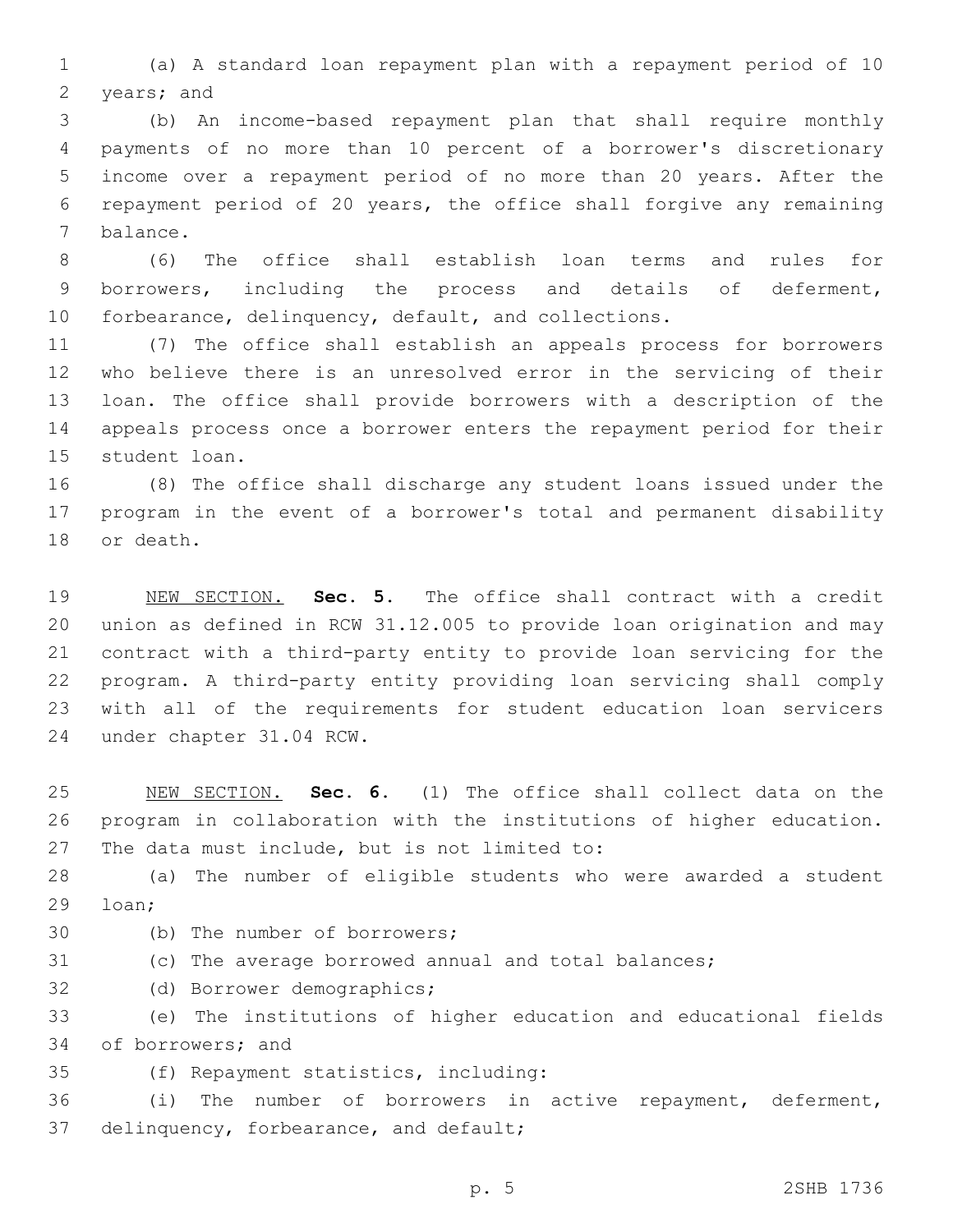(a) A standard loan repayment plan with a repayment period of 10 years; and

(b) An income-based repayment plan that shall require monthly payments of no more than 10 percent of a borrower's discretionary income over a repayment period of no more than 20 years. After the repayment period of 20 years, the office shall forgive any remaining balance.

(6) The office shall establish loan terms and rules for borrowers, including the process and details of deferment, forbearance, delinquency, default, and collections.

(7) The office shall establish an appeals process for borrowers who believe there is an unresolved error in the servicing of their loan. The office shall provide borrowers with a description of the appeals process once a borrower enters the repayment period for their student loan.

(8) The office shall discharge any student loans issued under the program in the event of a borrower's total and permanent disability or death.

NEW SECTION. **Sec. 5.** The office shall contract with a credit union as defined in RCW 31.12.005 to provide loan origination and may contract with a third-party entity to provide loan servicing for the program. A third-party entity providing loan servicing shall comply with all of the requirements for student education loan servicers under chapter 31.04 RCW.

NEW SECTION. **Sec. 6.** (1) The office shall collect data on the program in collaboration with the institutions of higher education. The data must include, but is not limited to:

(a) The number of eligible students who were awarded a student loan;

(b) The number of borrowers;

(c) The average borrowed annual and total balances;

(d) Borrower demographics;

(e) The institutions of higher education and educational fields of borrowers; and

(f) Repayment statistics, including:

(i) The number of borrowers in active repayment, deferment, delinquency, forbearance, and default;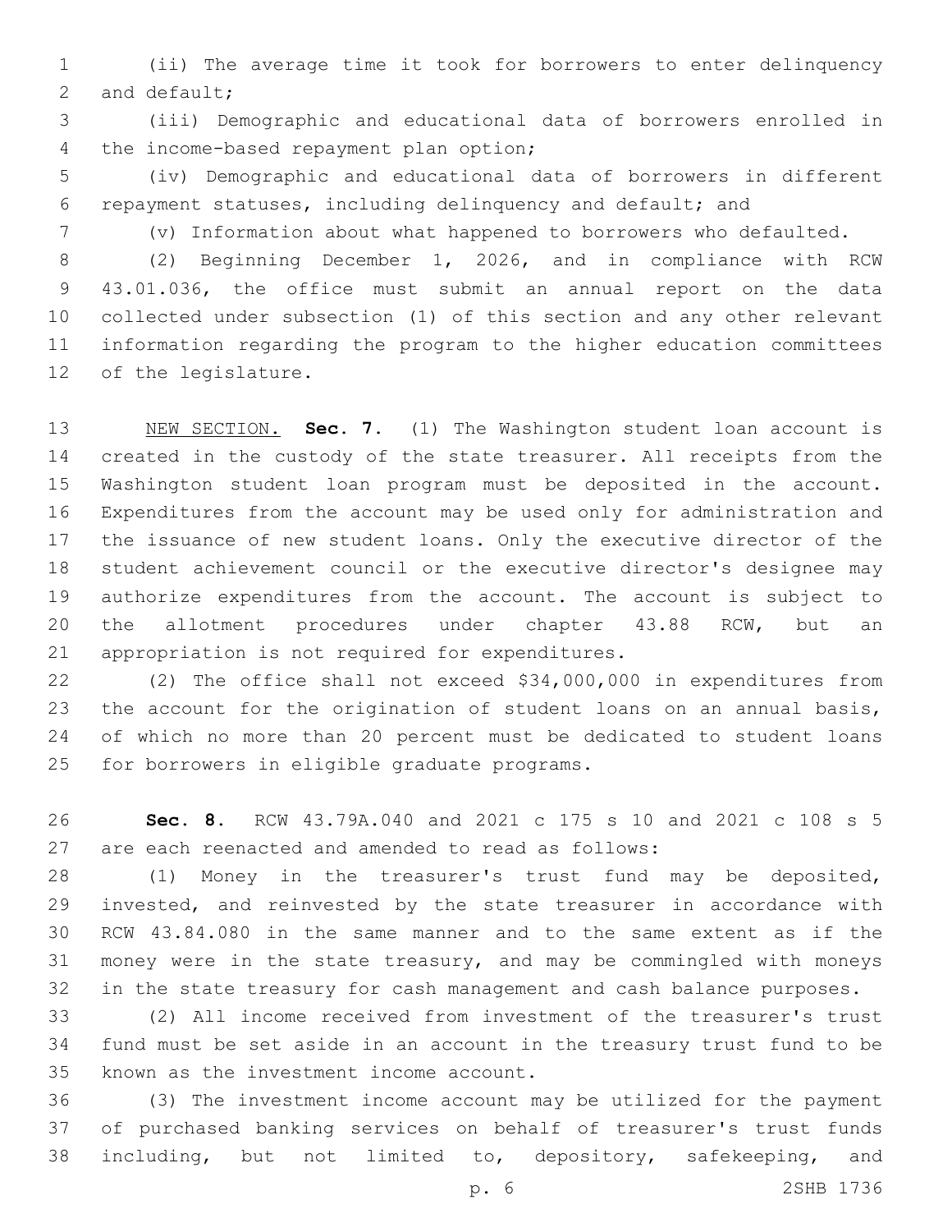(ii) The average time it took for borrowers to enter delinquency and default;

(iii) Demographic and educational data of borrowers enrolled in the income-based repayment plan option;

(iv) Demographic and educational data of borrowers in different repayment statuses, including delinquency and default; and

(v) Information about what happened to borrowers who defaulted.

(2) Beginning December 1, 2026, and in compliance with RCW 43.01.036, the office must submit an annual report on the data collected under subsection (1) of this section and any other relevant information regarding the program to the higher education committees of the legislature.

NEW SECTION. **Sec. 7.** (1) The Washington student loan account is created in the custody of the state treasurer. All receipts from the Washington student loan program must be deposited in the account. Expenditures from the account may be used only for administration and the issuance of new student loans. Only the executive director of the student achievement council or the executive director's designee may authorize expenditures from the account. The account is subject to the allotment procedures under chapter 43.88 RCW, but an appropriation is not required for expenditures.

(2) The office shall not exceed $34,000,000 in expenditures from the account for the origination of student loans on an annual basis, of which no more than 20 percent must be dedicated to student loans for borrowers in eligible graduate programs.

**Sec. 8.** RCW 43.79A.040 and 2021 c 175 s 10 and 2021 c 108 s 5 are each reenacted and amended to read as follows:

(1) Money in the treasurer's trust fund may be deposited, invested, and reinvested by the state treasurer in accordance with RCW 43.84.080 in the same manner and to the same extent as if the money were in the state treasury, and may be commingled with moneys in the state treasury for cash management and cash balance purposes.

(2) All income received from investment of the treasurer's trust fund must be set aside in an account in the treasury trust fund to be known as the investment income account.

(3) The investment income account may be utilized for the payment of purchased banking services on behalf of treasurer's trust funds including, but not limited to, depository, safekeeping, and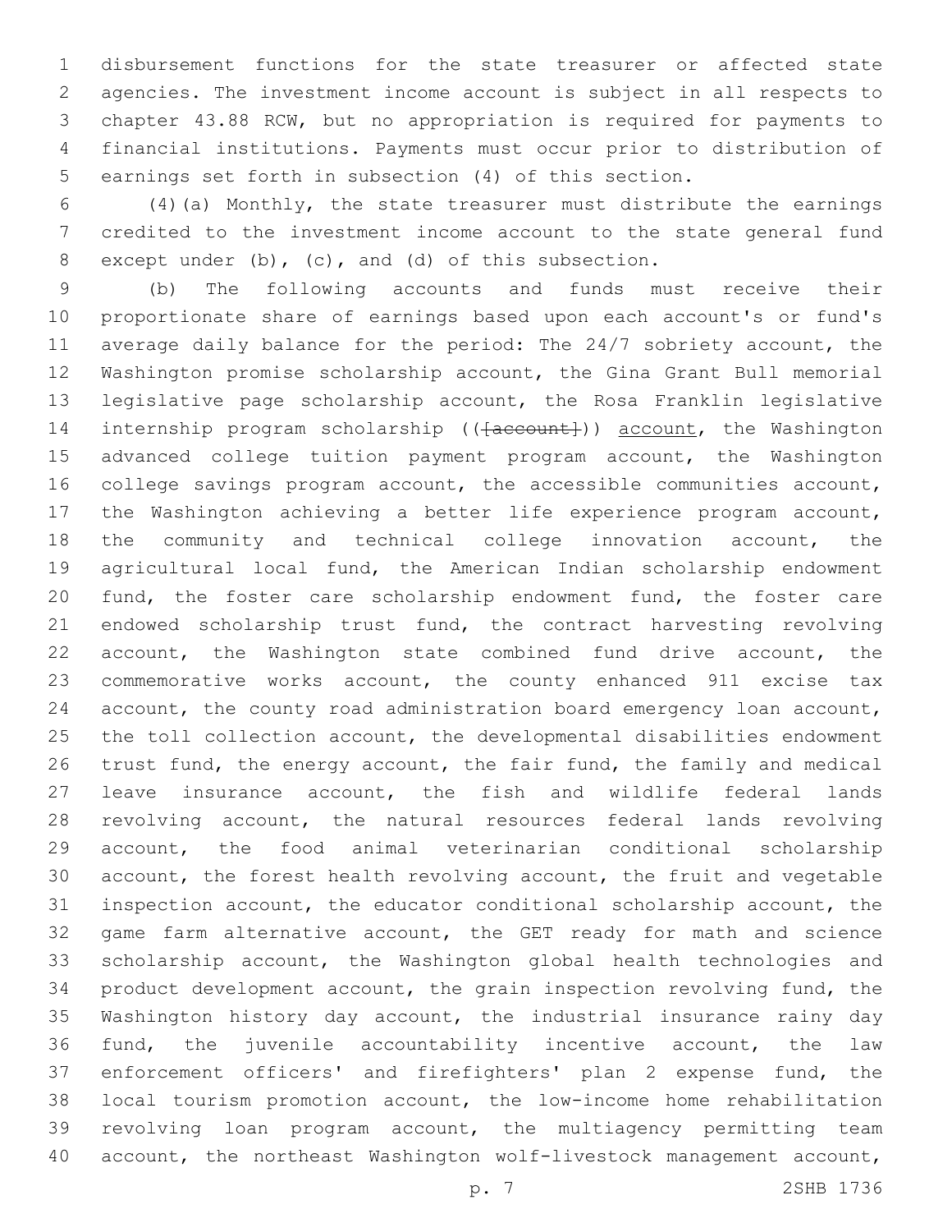disbursement functions for the state treasurer or affected state agencies. The investment income account is subject in all respects to chapter 43.88 RCW, but no appropriation is required for payments to financial institutions. Payments must occur prior to distribution of earnings set forth in subsection (4) of this section.

(4)(a) Monthly, the state treasurer must distribute the earnings credited to the investment income account to the state general fund except under (b), (c), and (d) of this subsection.

(b) The following accounts and funds must receive their proportionate share of earnings based upon each account's or fund's average daily balance for the period: The 24/7 sobriety account, the Washington promise scholarship account, the Gina Grant Bull memorial legislative page scholarship account, the Rosa Franklin legislative internship program scholarship ((~~[account]~~)) account, the Washington advanced college tuition payment program account, the Washington college savings program account, the accessible communities account, the Washington achieving a better life experience program account, the community and technical college innovation account, the agricultural local fund, the American Indian scholarship endowment fund, the foster care scholarship endowment fund, the foster care endowed scholarship trust fund, the contract harvesting revolving account, the Washington state combined fund drive account, the commemorative works account, the county enhanced 911 excise tax account, the county road administration board emergency loan account, the toll collection account, the developmental disabilities endowment trust fund, the energy account, the fair fund, the family and medical leave insurance account, the fish and wildlife federal lands revolving account, the natural resources federal lands revolving account, the food animal veterinarian conditional scholarship account, the forest health revolving account, the fruit and vegetable inspection account, the educator conditional scholarship account, the game farm alternative account, the GET ready for math and science scholarship account, the Washington global health technologies and product development account, the grain inspection revolving fund, the Washington history day account, the industrial insurance rainy day fund, the juvenile accountability incentive account, the law enforcement officers' and firefighters' plan 2 expense fund, the local tourism promotion account, the low-income home rehabilitation revolving loan program account, the multiagency permitting team account, the northeast Washington wolf-livestock management account,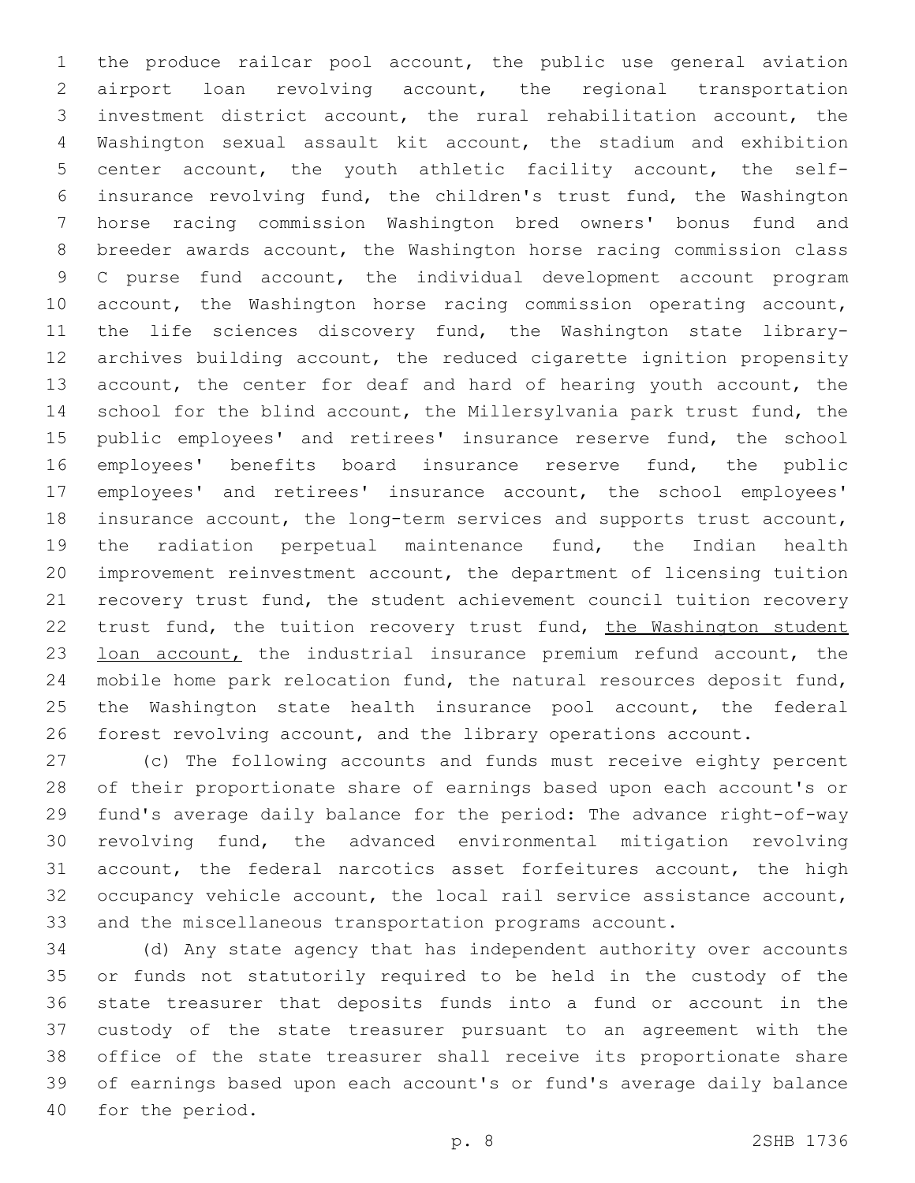the produce railcar pool account, the public use general aviation airport loan revolving account, the regional transportation investment district account, the rural rehabilitation account, the Washington sexual assault kit account, the stadium and exhibition center account, the youth athletic facility account, the self-insurance revolving fund, the children's trust fund, the Washington horse racing commission Washington bred owners' bonus fund and breeder awards account, the Washington horse racing commission class C purse fund account, the individual development account program account, the Washington horse racing commission operating account, the life sciences discovery fund, the Washington state library-archives building account, the reduced cigarette ignition propensity account, the center for deaf and hard of hearing youth account, the school for the blind account, the Millersylvania park trust fund, the public employees' and retirees' insurance reserve fund, the school employees' benefits board insurance reserve fund, the public employees' and retirees' insurance account, the school employees' insurance account, the long-term services and supports trust account, the radiation perpetual maintenance fund, the Indian health improvement reinvestment account, the department of licensing tuition recovery trust fund, the student achievement council tuition recovery trust fund, the tuition recovery trust fund, <u>the Washington student loan account,</u> the industrial insurance premium refund account, the mobile home park relocation fund, the natural resources deposit fund, the Washington state health insurance pool account, the federal forest revolving account, and the library operations account.

(c) The following accounts and funds must receive eighty percent of their proportionate share of earnings based upon each account's or fund's average daily balance for the period: The advance right-of-way revolving fund, the advanced environmental mitigation revolving account, the federal narcotics asset forfeitures account, the high occupancy vehicle account, the local rail service assistance account, and the miscellaneous transportation programs account.

(d) Any state agency that has independent authority over accounts or funds not statutorily required to be held in the custody of the state treasurer that deposits funds into a fund or account in the custody of the state treasurer pursuant to an agreement with the office of the state treasurer shall receive its proportionate share of earnings based upon each account's or fund's average daily balance for the period.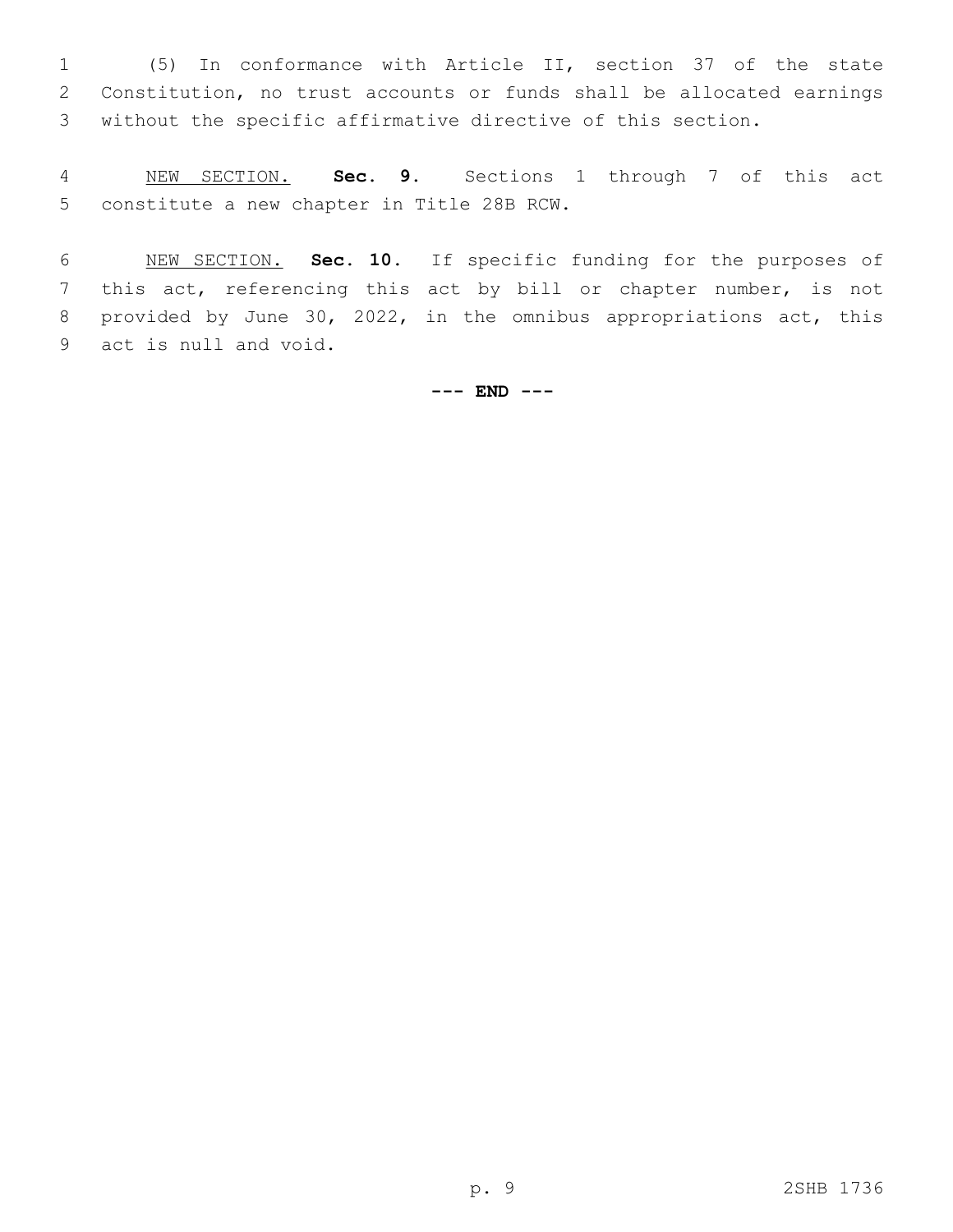(5) In conformance with Article II, section 37 of the state Constitution, no trust accounts or funds shall be allocated earnings without the specific affirmative directive of this section.

NEW SECTION. **Sec. 9.** Sections 1 through 7 of this act constitute a new chapter in Title 28B RCW.

NEW SECTION. **Sec. 10.** If specific funding for the purposes of this act, referencing this act by bill or chapter number, is not provided by June 30, 2022, in the omnibus appropriations act, this act is null and void.

**--- END ---**